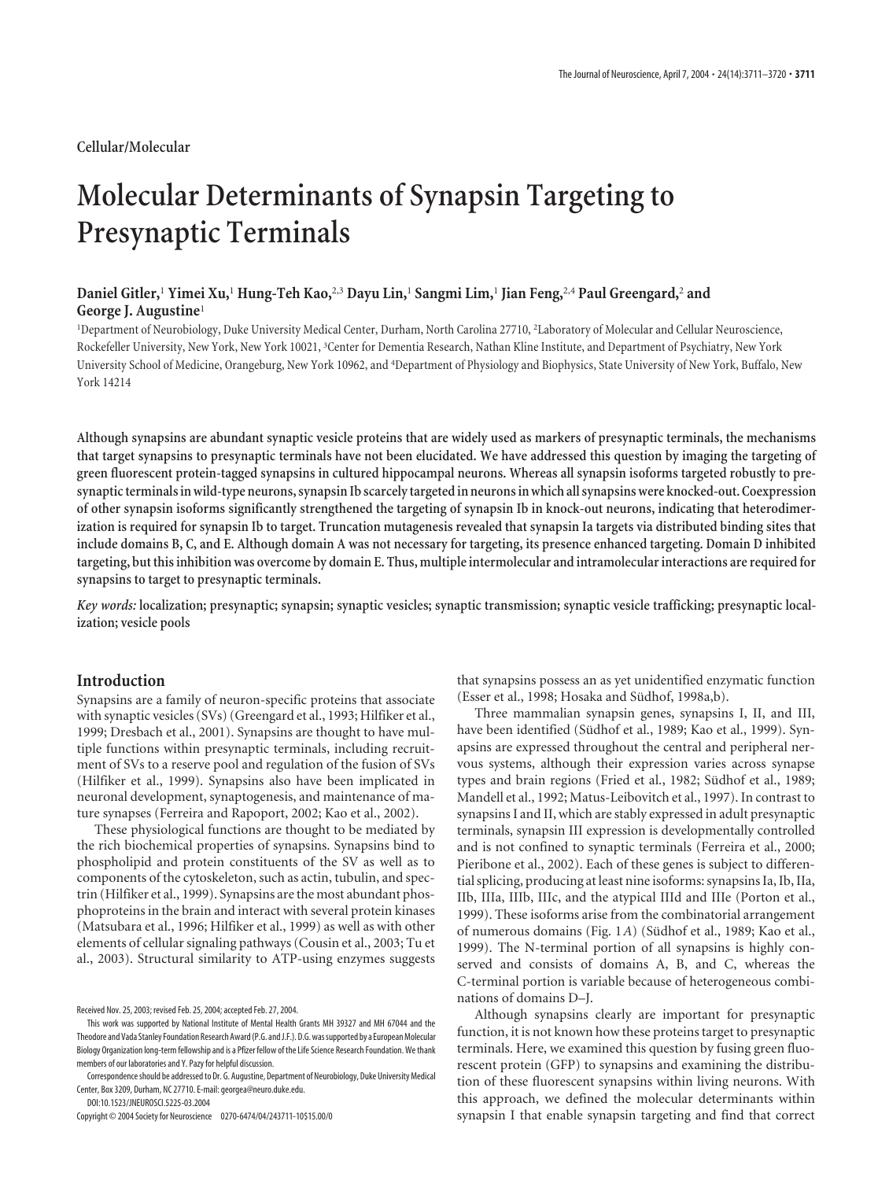Cellular/Molecular

# Molecular Determinants of Synapsin Targeting to Presynaptic Terminals

**Daniel Gitler,[1] Yimei Xu,[1] Hung-Teh Kao,[2,3] Dayu Lin,[1] Sangmi Lim,[1] Jian Feng,[2,4] Paul Greengard,[2] and George J. Augustine[1]**

[1]Department of Neurobiology, Duke University Medical Center, Durham, North Carolina 27710, [2]Laboratory of Molecular and Cellular Neuroscience, Rockefeller University, New York, New York 10021, [3]Center for Dementia Research, Nathan Kline Institute, and Department of Psychiatry, New York University School of Medicine, Orangeburg, New York 10962, and [4]Department of Physiology and Biophysics, State University of New York, Buffalo, New York 14214

**Although synapsins are abundant synaptic vesicle proteins that are widely used as markers of presynaptic terminals, the mechanisms that target synapsins to presynaptic terminals have not been elucidated. We have addressed this question by imaging the targeting of green fluorescent protein-tagged synapsins in cultured hippocampal neurons. Whereas all synapsin isoforms targeted robustly to presynaptic terminals in wild-type neurons, synapsin Ib scarcely targeted in neurons in which all synapsins were knocked-out. Coexpression of other synapsin isoforms significantly strengthened the targeting of synapsin Ib in knock-out neurons, indicating that heterodimerization is required for synapsin Ib to target. Truncation mutagenesis revealed that synapsin Ia targets via distributed binding sites that include domains B, C, and E. Although domain A was not necessary for targeting, its presence enhanced targeting. Domain D inhibited targeting, but this inhibition was overcome by domain E. Thus, multiple intermolecular and intramolecular interactions are required for synapsins to target to presynaptic terminals.**

*Key words:* **localization; presynaptic; synapsin; synaptic vesicles; synaptic transmission; synaptic vesicle trafficking; presynaptic localization; vesicle pools**

## Introduction

Synapsins are a family of neuron-specific proteins that associate with synaptic vesicles (SVs) (Greengard et al., 1993; Hilfiker et al., 1999; Dresbach et al., 2001). Synapsins are thought to have multiple functions within presynaptic terminals, including recruitment of SVs to a reserve pool and regulation of the fusion of SVs (Hilfiker et al., 1999). Synapsins also have been implicated in neuronal development, synaptogenesis, and maintenance of mature synapses (Ferreira and Rapoport, 2002; Kao et al., 2002).

These physiological functions are thought to be mediated by the rich biochemical properties of synapsins. Synapsins bind to phospholipid and protein constituents of the SV as well as to components of the cytoskeleton, such as actin, tubulin, and spectrin (Hilfiker et al., 1999). Synapsins are the most abundant phosphoproteins in the brain and interact with several protein kinases (Matsubara et al., 1996; Hilfiker et al., 1999) as well as with other elements of cellular signaling pathways (Cousin et al., 2003; Tu et al., 2003). Structural similarity to ATP-using enzymes suggests that synapsins possess an as yet unidentified enzymatic function (Esser et al., 1998; Hosaka and Südhof, 1998a,b).

Three mammalian synapsin genes, synapsins I, II, and III, have been identified (Südhof et al., 1989; Kao et al., 1999). Synapsins are expressed throughout the central and peripheral nervous systems, although their expression varies across synapse types and brain regions (Fried et al., 1982; Südhof et al., 1989; Mandell et al., 1992; Matus-Leibovitch et al., 1997). In contrast to synapsins I and II, which are stably expressed in adult presynaptic terminals, synapsin III expression is developmentally controlled and is not confined to synaptic terminals (Ferreira et al., 2000; Pieribone et al., 2002). Each of these genes is subject to differential splicing, producing at least nine isoforms: synapsins Ia, Ib, IIa, IIb, IIIa, IIIb, IIIc, and the atypical IIId and IIIe (Porton et al., 1999). These isoforms arise from the combinatorial arrangement of numerous domains (Fig. 1*A*) (Südhof et al., 1989; Kao et al., 1999). The N-terminal portion of all synapsins is highly conserved and consists of domains A, B, and C, whereas the C-terminal portion is variable because of heterogeneous combinations of domains D–J.

Although synapsins clearly are important for presynaptic function, it is not known how these proteins target to presynaptic terminals. Here, we examined this question by fusing green fluorescent protein (GFP) to synapsins and examining the distribution of these fluorescent synapsins within living neurons. With this approach, we defined the molecular determinants within synapsin I that enable synapsin targeting and find that correct

Received Nov. 25, 2003; revised Feb. 25, 2004; accepted Feb. 27, 2004.

This work was supported by National Institute of Mental Health Grants MH 39327 and MH 67044 and the Theodore and Vada Stanley Foundation Research Award (P.G. and J.F.). D.G. was supported by a European Molecular Biology Organization long-term fellowship and is a Pfizer fellow of the Life Science Research Foundation. We thank members of our laboratories and Y. Pazy for helpful discussion.

Correspondence should be addressed to Dr. G. Augustine, Department of Neurobiology, Duke University Medical Center, Box 3209, Durham, NC 27710. E-mail: georgea@neuro.duke.edu.

DOI:10.1523/JNEUROSCI.5225-03.2004

Copyright © 2004 Society for Neuroscience 0270-6474/04/243711-10$15.00/0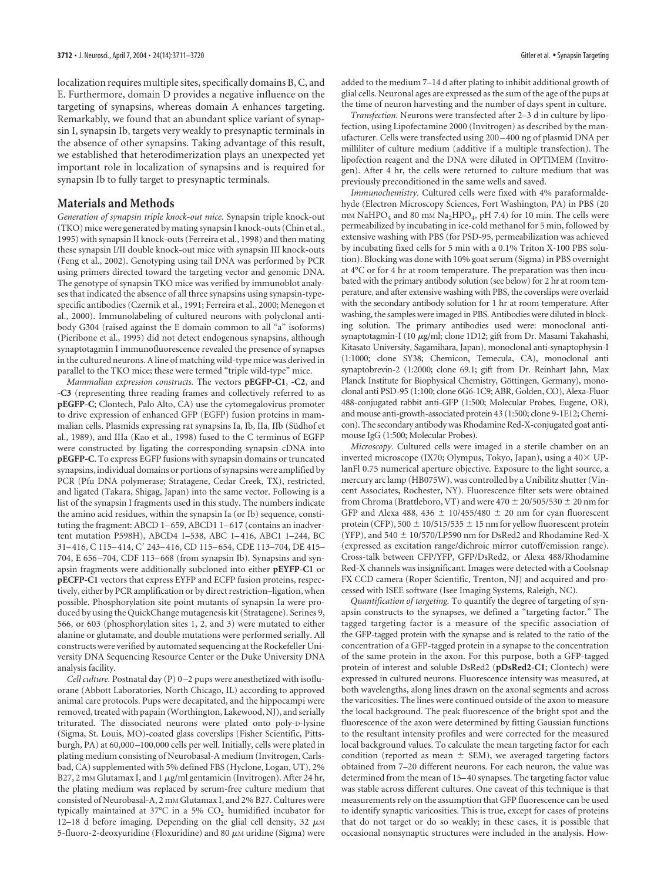localization requires multiple sites, specifically domains B, C, and E. Furthermore, domain D provides a negative influence on the targeting of synapsins, whereas domain A enhances targeting. Remarkably, we found that an abundant splice variant of synapsin I, synapsin Ib, targets very weakly to presynaptic terminals in the absence of other synapsins. Taking advantage of this result, we established that heterodimerization plays an unexpected yet important role in localization of synapsins and is required for synapsin Ib to fully target to presynaptic terminals.

## Materials and Methods

*Generation of synapsin triple knock-out mice.* Synapsin triple knock-out (TKO) mice were generated by mating synapsin I knock-outs (Chin et al., 1995) with synapsin II knock-outs (Ferreira et al., 1998) and then mating these synapsin I/II double knock-out mice with synapsin III knock-outs (Feng et al., 2002). Genotyping using tail DNA was performed by PCR using primers directed toward the targeting vector and genomic DNA. The genotype of synapsin TKO mice was verified by immunoblot analyses that indicated the absence of all three synapsins using synapsin-type-specific antibodies (Czernik et al., 1991; Ferreira et al., 2000; Menegon et al., 2000). Immunolabeling of cultured neurons with polyclonal antibody G304 (raised against the E domain common to all "a" isoforms) (Pieribone et al., 1995) did not detect endogenous synapsins, although synaptotagmin I immunofluorescence revealed the presence of synapses in the cultured neurons. A line of matching wild-type mice was derived in parallel to the TKO mice; these were termed "triple wild-type" mice.

*Mammalian expression constructs.* The vectors **pEGFP-C1**, **-C2**, and **-C3** (representing three reading frames and collectively referred to as **pEGFP-C**; Clontech, Palo Alto, CA) use the cytomegalovirus promoter to drive expression of enhanced GFP (EGFP) fusion proteins in mammalian cells. Plasmids expressing rat synapsins Ia, Ib, IIa, IIb (Südhof et al., 1989), and IIIa (Kao et al., 1998) fused to the C terminus of EGFP were constructed by ligating the corresponding synapsin cDNA into **pEGFP-C**. To express EGFP fusions with synapsin domains or truncated synapsins, individual domains or portions of synapsins were amplified by PCR (Pfu DNA polymerase; Stratagene, Cedar Creek, TX), restricted, and ligated (Takara, Shigag, Japan) into the same vector. Following is a list of the synapsin I fragments used in this study. The numbers indicate the amino acid residues, within the synapsin Ia (or Ib) sequence, constituting the fragment: ABCD 1–659, ABCD1 1–617 (contains an inadvertent mutation P598H), ABCD4 1–538, ABC 1–416, ABC1 1–244, BC 31–416, C 115–414, C′ 243–416, CD 115–654, CDE 113–704, DE 415–704, E 656–704, CDF 113–668 (from synapsin Ib). Synapsins and synapsin fragments were additionally subcloned into either **pEYFP-C1** or **pECFP-C1** vectors that express EYFP and ECFP fusion proteins, respectively, either by PCR amplification or by direct restriction–ligation, when possible. Phosphorylation site point mutants of synapsin Ia were produced by using the QuickChange mutagenesis kit (Stratagene). Serines 9, 566, or 603 (phosphorylation sites 1, 2, and 3) were mutated to either alanine or glutamate, and double mutations were performed serially. All constructs were verified by automated sequencing at the Rockefeller University DNA Sequencing Resource Center or the Duke University DNA analysis facility.

*Cell culture.* Postnatal day (P) 0–2 pups were anesthetized with isoflurane (Abbott Laboratories, North Chicago, IL) according to approved animal care protocols. Pups were decapitated, and the hippocampi were removed, treated with papain (Worthington, Lakewood, NJ), and serially triturated. The dissociated neurons were plated onto poly-D-lysine (Sigma, St. Louis, MO)-coated glass coverslips (Fisher Scientific, Pittsburgh, PA) at 60,000–100,000 cells per well. Initially, cells were plated in plating medium consisting of Neurobasal-A medium (Invitrogen, Carlsbad, CA) supplemented with 5% defined FBS (Hyclone, Logan, UT), 2% B27, 2 mM Glutamax I, and 1 μg/ml gentamicin (Invitrogen). After 24 hr, the plating medium was replaced by serum-free culture medium that consisted of Neurobasal-A, 2 mM Glutamax I, and 2% B27. Cultures were typically maintained at 37°C in a 5% $CO_2$ humidified incubator for 12–18 d before imaging. Depending on the glial cell density, 32 μM 5-fluoro-2-deoxyuridine (Floxuridine) and 80 μM uridine (Sigma) were added to the medium 7–14 d after plating to inhibit additional growth of glial cells. Neuronal ages are expressed as the sum of the age of the pups at the time of neuron harvesting and the number of days spent in culture.

*Transfection.* Neurons were transfected after 2–3 d in culture by lipofection, using Lipofectamine 2000 (Invitrogen) as described by the manufacturer. Cells were transfected using 200–400 ng of plasmid DNA per milliliter of culture medium (additive if a multiple transfection). The lipofection reagent and the DNA were diluted in OPTIMEM (Invitrogen). After 4 hr, the cells were returned to culture medium that was previously preconditioned in the same wells and saved.

*Immunochemistry.* Cultured cells were fixed with 4% paraformaldehyde (Electron Microscopy Sciences, Fort Washington, PA) in PBS (20 mM $NaHPO_4$ and 80 mM $Na_2HPO_4$, pH 7.4) for 10 min. The cells were permeabilized by incubating in ice-cold methanol for 5 min, followed by extensive washing with PBS (for PSD-95, permeabilization was achieved by incubating fixed cells for 5 min with a 0.1% Triton X-100 PBS solution). Blocking was done with 10% goat serum (Sigma) in PBS overnight at 4°C or for 4 hr at room temperature. The preparation was then incubated with the primary antibody solution (see below) for 2 hr at room temperature, and after extensive washing with PBS, the coverslips were overlaid with the secondary antibody solution for 1 hr at room temperature. After washing, the samples were imaged in PBS. Antibodies were diluted in blocking solution. The primary antibodies used were: monoclonal anti-synaptotagmin-I (10 μg/ml; clone 1D12; gift from Dr. Masami Takahashi, Kitasato University, Sagamihara, Japan), monoclonal anti-synaptophysin-I (1:1000; clone SY38; Chemicon, Temecula, CA), monoclonal anti synaptobrevin-2 (1:2000; clone 69.1; gift from Dr. Reinhart Jahn, Max Planck Institute for Biophysical Chemistry, Göttingen, Germany), monoclonal anti PSD-95 (1:100; clone 6G6-1C9; ABR, Golden, CO), Alexa-Fluor 488-conjugated rabbit anti-GFP (1:500; Molecular Probes, Eugene, OR), and mouse anti-growth-associated protein 43 (1:500; clone 9-1E12; Chemicon). The secondary antibody was Rhodamine Red-X-conjugated goat anti-mouse IgG (1:500; Molecular Probes).

*Microscopy.* Cultured cells were imaged in a sterile chamber on an inverted microscope (IX70; Olympus, Tokyo, Japan), using a 40× UPlanFl 0.75 numerical aperture objective. Exposure to the light source, a mercury arc lamp (HB075W), was controlled by a Unibilitz shutter (Vincent Associates, Rochester, NY). Fluorescence filter sets were obtained from Chroma (Brattleboro, VT) and were 470 ± 20/505/530 ± 20 nm for GFP and Alexa 488, 436 ± 10/455/480 ± 20 nm for cyan fluorescent protein (CFP), 500 ± 10/515/535 ± 15 nm for yellow fluorescent protein (YFP), and 540 ± 10/570/LP590 nm for DsRed2 and Rhodamine Red-X (expressed as excitation range/dichroic mirror cutoff/emission range). Cross-talk between CFP/YFP, GFP/DsRed2, or Alexa 488/Rhodamine Red-X channels was insignificant. Images were detected with a Coolsnap FX CCD camera (Roper Scientific, Trenton, NJ) and acquired and processed with ISEE software (Isee Imaging Systems, Raleigh, NC).

*Quantification of targeting.* To quantify the degree of targeting of synapsin constructs to the synapses, we defined a "targeting factor." The tagged targeting factor is a measure of the specific association of the GFP-tagged protein with the synapse and is related to the ratio of the concentration of a GFP-tagged protein in a synapse to the concentration of the same protein in the axon. For this purpose, both a GFP-tagged protein of interest and soluble DsRed2 (**pDsRed2-C1**; Clontech) were expressed in cultured neurons. Fluorescence intensity was measured, at both wavelengths, along lines drawn on the axonal segments and across the varicosities. The lines were continued outside of the axon to measure the local background. The peak fluorescence of the bright spot and the fluorescence of the axon were determined by fitting Gaussian functions to the resultant intensity profiles and were corrected for the measured local background values. To calculate the mean targeting factor for each condition (reported as mean ± SEM), we averaged targeting factors obtained from 7–20 different neurons. For each neuron, the value was determined from the mean of 15–40 synapses. The targeting factor value was stable across different cultures. One caveat of this technique is that measurements rely on the assumption that GFP fluorescence can be used to identify synaptic varicosities. This is true, except for cases of proteins that do not target or do so weakly; in these cases, it is possible that occasional nonsynaptic structures were included in the analysis. How-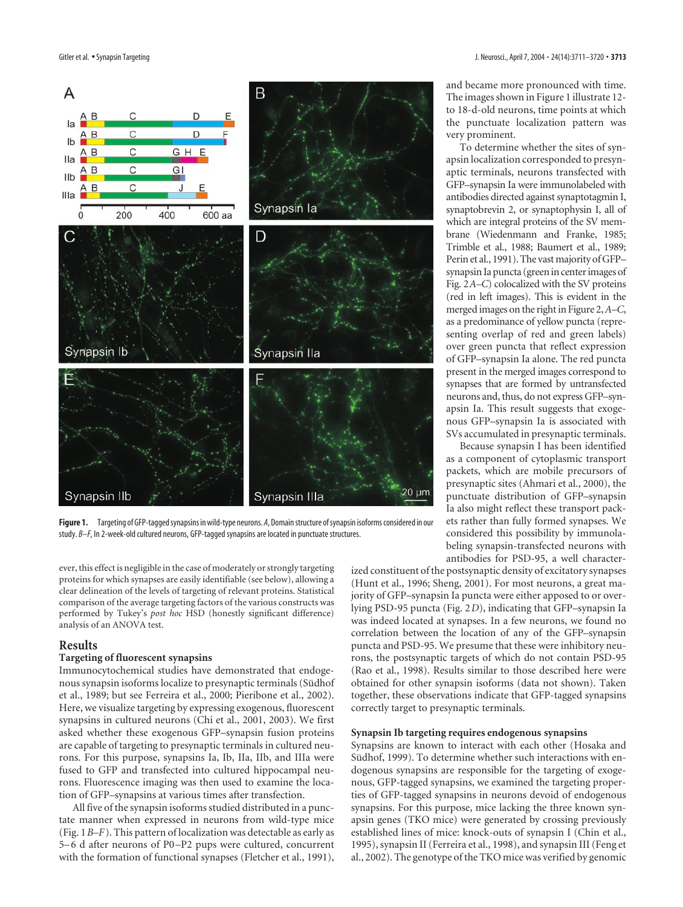**Figure 1.** Targeting of GFP-tagged synapsins in wild-type neurons. *A*, Domain structure of synapsin isoforms considered in our study. *B–F*, In 2-week-old cultured neurons, GFP-tagged synapsins are located in punctuate structures.

ever, this effect is negligible in the case of moderately or strongly targeting proteins for which synapses are easily identifiable (see below), allowing a clear delineation of the levels of targeting of relevant proteins. Statistical comparison of the average targeting factors of the various constructs was performed by Tukey's *post hoc* HSD (honestly significant difference) analysis of an ANOVA test.

## Results

### Targeting of fluorescent synapsins

Immunocytochemical studies have demonstrated that endogenous synapsin isoforms localize to presynaptic terminals (Südhof et al., 1989; but see Ferreira et al., 2000; Pieribone et al., 2002). Here, we visualize targeting by expressing exogenous, fluorescent synapsins in cultured neurons (Chi et al., 2001, 2003). We first asked whether these exogenous GFP–synapsin fusion proteins are capable of targeting to presynaptic terminals in cultured neurons. For this purpose, synapsins Ia, Ib, IIa, IIb, and IIIa were fused to GFP and transfected into cultured hippocampal neurons. Fluorescence imaging was then used to examine the location of GFP–synapsins at various times after transfection.

All five of the synapsin isoforms studied distributed in a punctate manner when expressed in neurons from wild-type mice (Fig. 1*B–F*). This pattern of localization was detectable as early as 5–6 d after neurons of P0–P2 pups were cultured, concurrent with the formation of functional synapses (Fletcher et al., 1991), and became more pronounced with time. The images shown in Figure 1 illustrate 12- to 18-d-old neurons, time points at which the punctuate localization pattern was very prominent.

To determine whether the sites of synapsin localization corresponded to presynaptic terminals, neurons transfected with GFP–synapsin Ia were immunolabeled with antibodies directed against synaptotagmin I, synaptobrevin 2, or synaptophysin I, all of which are integral proteins of the SV membrane (Wiedenmann and Franke, 1985; Trimble et al., 1988; Baumert et al., 1989; Perin et al., 1991). The vast majority of GFP–synapsin Ia puncta (green in center images of Fig. 2*A–C*) colocalized with the SV proteins (red in left images). This is evident in the merged images on the right in Figure 2, *A–C*, as a predominance of yellow puncta (representing overlap of red and green labels) over green puncta that reflect expression of GFP–synapsin Ia alone. The red puncta present in the merged images correspond to synapses that are formed by untransfected neurons and, thus, do not express GFP–synapsin Ia. This result suggests that exogenous GFP–synapsin Ia is associated with SVs accumulated in presynaptic terminals.

Because synapsin I has been identified as a component of cytoplasmic transport packets, which are mobile precursors of presynaptic sites (Ahmari et al., 2000), the punctuate distribution of GFP–synapsin Ia also might reflect these transport packets rather than fully formed synapses. We considered this possibility by immunolabeling synapsin-transfected neurons with antibodies for PSD-95, a well characterized constituent of the postsynaptic density of excitatory synapses (Hunt et al., 1996; Sheng, 2001). For most neurons, a great majority of GFP–synapsin Ia puncta were either apposed to or overlying PSD-95 puncta (Fig. 2*D*), indicating that GFP–synapsin Ia was indeed located at synapses. In a few neurons, we found no correlation between the location of any of the GFP–synapsin puncta and PSD-95. We presume that these were inhibitory neurons, the postsynaptic targets of which do not contain PSD-95 (Rao et al., 1998). Results similar to those described here were obtained for other synapsin isoforms (data not shown). Taken together, these observations indicate that GFP-tagged synapsins correctly target to presynaptic terminals.

### Synapsin Ib targeting requires endogenous synapsins

Synapsins are known to interact with each other (Hosaka and Südhof, 1999). To determine whether such interactions with endogenous synapsins are responsible for the targeting of exogenous, GFP-tagged synapsins, we examined the targeting properties of GFP-tagged synapsins in neurons devoid of endogenous synapsins. For this purpose, mice lacking the three known synapsin genes (TKO mice) were generated by crossing previously established lines of mice: knock-outs of synapsin I (Chin et al., 1995), synapsin II (Ferreira et al., 1998), and synapsin III (Feng et al., 2002). The genotype of the TKO mice was verified by genomic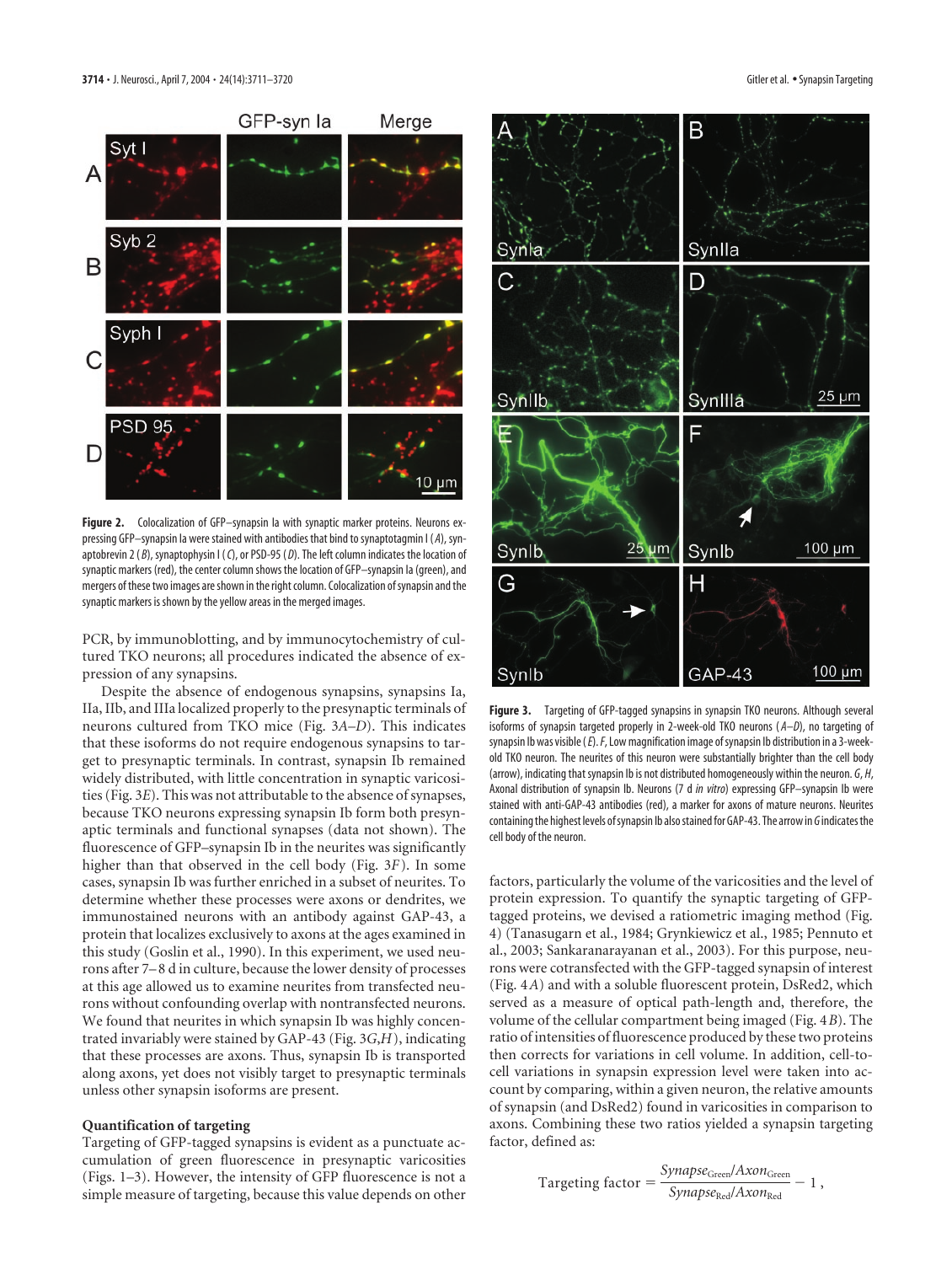**Figure 2.** Colocalization of GFP–synapsin Ia with synaptic marker proteins. Neurons expressing GFP–synapsin Ia were stained with antibodies that bind to synaptotagmin I (*A*), synaptobrevin 2 (*B*), synaptophysin I (*C*), or PSD-95 (*D*). The left column indicates the location of synaptic markers (red), the center column shows the location of GFP–synapsin Ia (green), and mergers of these two images are shown in the right column. Colocalization of synapsin and the synaptic markers is shown by the yellow areas in the merged images.

PCR, by immunoblotting, and by immunocytochemistry of cultured TKO neurons; all procedures indicated the absence of expression of any synapsins.

Despite the absence of endogenous synapsins, synapsins Ia, IIa, IIb, and IIIa localized properly to the presynaptic terminals of neurons cultured from TKO mice (Fig. 3*A–D*). This indicates that these isoforms do not require endogenous synapsins to target to presynaptic terminals. In contrast, synapsin Ib remained widely distributed, with little concentration in synaptic varicosities (Fig. 3*E*). This was not attributable to the absence of synapses, because TKO neurons expressing synapsin Ib form both presynaptic terminals and functional synapses (data not shown). The fluorescence of GFP–synapsin Ib in the neurites was significantly higher than that observed in the cell body (Fig. 3*F*). In some cases, synapsin Ib was further enriched in a subset of neurites. To determine whether these processes were axons or dendrites, we immunostained neurons with an antibody against GAP-43, a protein that localizes exclusively to axons at the ages examined in this study (Goslin et al., 1990). In this experiment, we used neurons after 7–8 d in culture, because the lower density of processes at this age allowed us to examine neurites from transfected neurons without confounding overlap with nontransfected neurons. We found that neurites in which synapsin Ib was highly concentrated invariably were stained by GAP-43 (Fig. 3*G*,*H*), indicating that these processes are axons. Thus, synapsin Ib is transported along axons, yet does not visibly target to presynaptic terminals unless other synapsin isoforms are present.

### Quantification of targeting

Targeting of GFP-tagged synapsins is evident as a punctuate accumulation of green fluorescence in presynaptic varicosities (Figs. 1–3). However, the intensity of GFP fluorescence is not a simple measure of targeting, because this value depends on other factors, particularly the volume of the varicosities and the level of protein expression. To quantify the synaptic targeting of GFP-tagged proteins, we devised a ratiometric imaging method (Fig. 4) (Tanasugarn et al., 1984; Grynkiewicz et al., 1985; Pennuto et al., 2003; Sankaranarayanan et al., 2003). For this purpose, neurons were cotransfected with the GFP-tagged synapsin of interest (Fig. 4*A*) and with a soluble fluorescent protein, DsRed2, which served as a measure of optical path-length and, therefore, the volume of the cellular compartment being imaged (Fig. 4*B*). The ratio of intensities of fluorescence produced by these two proteins then corrects for variations in cell volume. In addition, cell-to-cell variations in synapsin expression level were taken into account by comparing, within a given neuron, the relative amounts of synapsin (and DsRed2) found in varicosities in comparison to axons. Combining these two ratios yielded a synapsin targeting factor, defined as:

$$\text{Targeting factor} = \frac{Synapse_{\text{Green}}/Axon_{\text{Green}}}{Synapse_{\text{Red}}/Axon_{\text{Red}}} - 1,$$

**Figure 3.** Targeting of GFP-tagged synapsins in synapsin TKO neurons. Although several isoforms of synapsin targeted properly in 2-week-old TKO neurons (*A–D*), no targeting of synapsin Ib was visible (*E*). *F*, Low magnification image of synapsin Ib distribution in a 3-week-old TKO neuron. The neurites of this neuron were substantially brighter than the cell body (arrow), indicating that synapsin Ib is not distributed homogeneously within the neuron. *G*, *H*, Axonal distribution of synapsin Ib. Neurons (7 d *in vitro*) expressing GFP–synapsin Ib were stained with anti-GAP-43 antibodies (red), a marker for axons of mature neurons. Neurites containing the highest levels of synapsin Ib also stained for GAP-43. The arrow in *G* indicates the cell body of the neuron.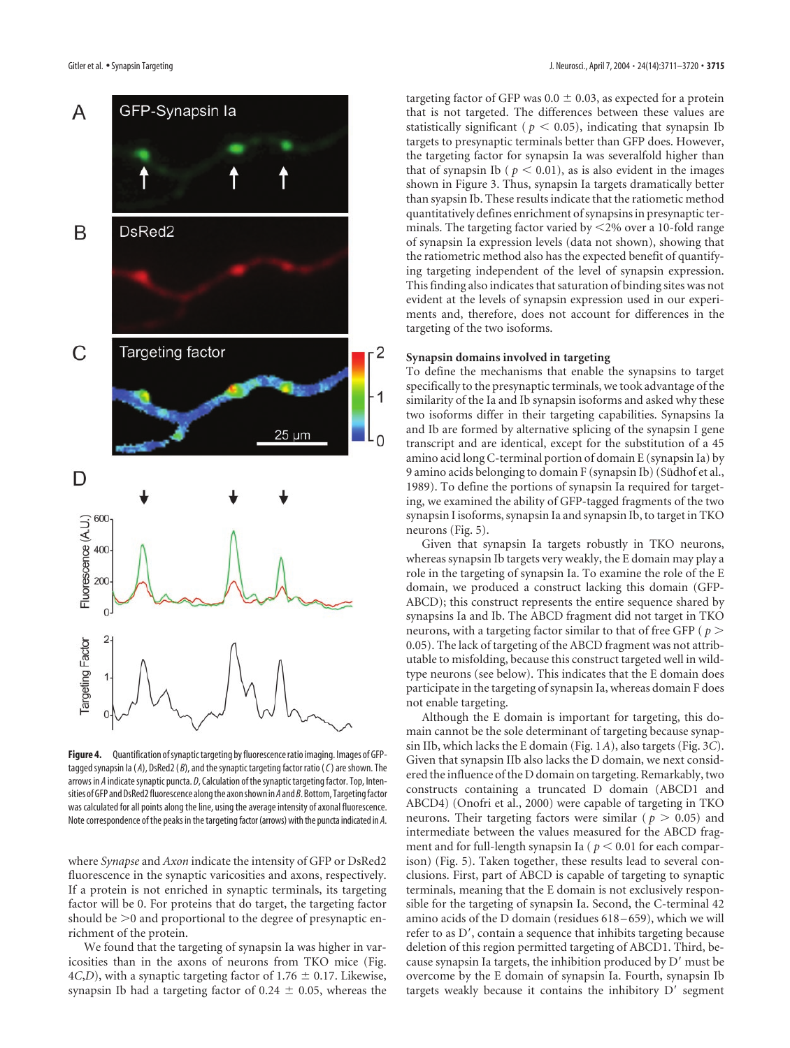**Figure 4.** Quantification of synaptic targeting by fluorescence ratio imaging. Images of GFP-tagged synapsin Ia (*A*), DsRed2 (*B*), and the synaptic targeting factor ratio (*C*) are shown. The arrows in *A* indicate synaptic puncta. *D*, Calculation of the synaptic targeting factor. Top, Intensities of GFP and DsRed2 fluorescence along the axon shown in *A* and *B*. Bottom, Targeting factor was calculated for all points along the line, using the average intensity of axonal fluorescence. Note correspondence of the peaks in the targeting factor (arrows) with the puncta indicated in *A*.

where *Synapse* and *Axon* indicate the intensity of GFP or DsRed2 fluorescence in the synaptic varicosities and axons, respectively. If a protein is not enriched in synaptic terminals, its targeting factor will be 0. For proteins that do target, the targeting factor should be >0 and proportional to the degree of presynaptic enrichment of the protein.

We found that the targeting of synapsin Ia was higher in varicosities than in the axons of neurons from TKO mice (Fig. 4*C*,*D*), with a synaptic targeting factor of 1.76 ± 0.17. Likewise, synapsin Ib had a targeting factor of 0.24 ± 0.05, whereas the targeting factor of GFP was 0.0 ± 0.03, as expected for a protein that is not targeted. The differences between these values are statistically significant ($p < 0.05$), indicating that synapsin Ib targets to presynaptic terminals better than GFP does. However, the targeting factor for synapsin Ia was severalfold higher than that of synapsin Ib ($p < 0.01$), as is also evident in the images shown in Figure 3. Thus, synapsin Ia targets dramatically better than syapsin Ib. These results indicate that the ratiometric method quantitatively defines enrichment of synapsins in presynaptic terminals. The targeting factor varied by <2% over a 10-fold range of synapsin Ia expression levels (data not shown), showing that the ratiometric method also has the expected benefit of quantifying targeting independent of the level of synapsin expression. This finding also indicates that saturation of binding sites was not evident at the levels of synapsin expression used in our experiments and, therefore, does not account for differences in the targeting of the two isoforms.

### Synapsin domains involved in targeting

To define the mechanisms that enable the synapsins to target specifically to the presynaptic terminals, we took advantage of the similarity of the Ia and Ib synapsin isoforms and asked why these two isoforms differ in their targeting capabilities. Synapsins Ia and Ib are formed by alternative splicing of the synapsin I gene transcript and are identical, except for the substitution of a 45 amino acid long C-terminal portion of domain E (synapsin Ia) by 9 amino acids belonging to domain F (synapsin Ib) (Südhof et al., 1989). To define the portions of synapsin Ia required for targeting, we examined the ability of GFP-tagged fragments of the two synapsin I isoforms, synapsin Ia and synapsin Ib, to target in TKO neurons (Fig. 5).

Given that synapsin Ia targets robustly in TKO neurons, whereas synapsin Ib targets very weakly, the E domain may play a role in the targeting of synapsin Ia. To examine the role of the E domain, we produced a construct lacking this domain (GFP-ABCD); this construct represents the entire sequence shared by synapsins Ia and Ib. The ABCD fragment did not target in TKO neurons, with a targeting factor similar to that of free GFP ($p > 0.05$). The lack of targeting of the ABCD fragment was not attributable to misfolding, because this construct targeted well in wild-type neurons (see below). This indicates that the E domain does participate in the targeting of synapsin Ia, whereas domain F does not enable targeting.

Although the E domain is important for targeting, this domain cannot be the sole determinant of targeting because synapsin IIb, which lacks the E domain (Fig. 1*A*), also targets (Fig. 3*C*). Given that synapsin IIb also lacks the D domain, we next considered the influence of the D domain on targeting. Remarkably, two constructs containing a truncated D domain (ABCD1 and ABCD4) (Onofri et al., 2000) were capable of targeting in TKO neurons. Their targeting factors were similar ($p > 0.05$) and intermediate between the values measured for the ABCD fragment and for full-length synapsin Ia ($p < 0.01$ for each comparison) (Fig. 5). Taken together, these results lead to several conclusions. First, part of ABCD is capable of targeting to synaptic terminals, meaning that the E domain is not exclusively responsible for the targeting of synapsin Ia. Second, the C-terminal 42 amino acids of the D domain (residues 618–659), which we will refer to as D′, contain a sequence that inhibits targeting because deletion of this region permitted targeting of ABCD1. Third, because synapsin Ia targets, the inhibition produced by D′ must be overcome by the E domain of synapsin Ia. Fourth, synapsin Ib targets weakly because it contains the inhibitory D′ segment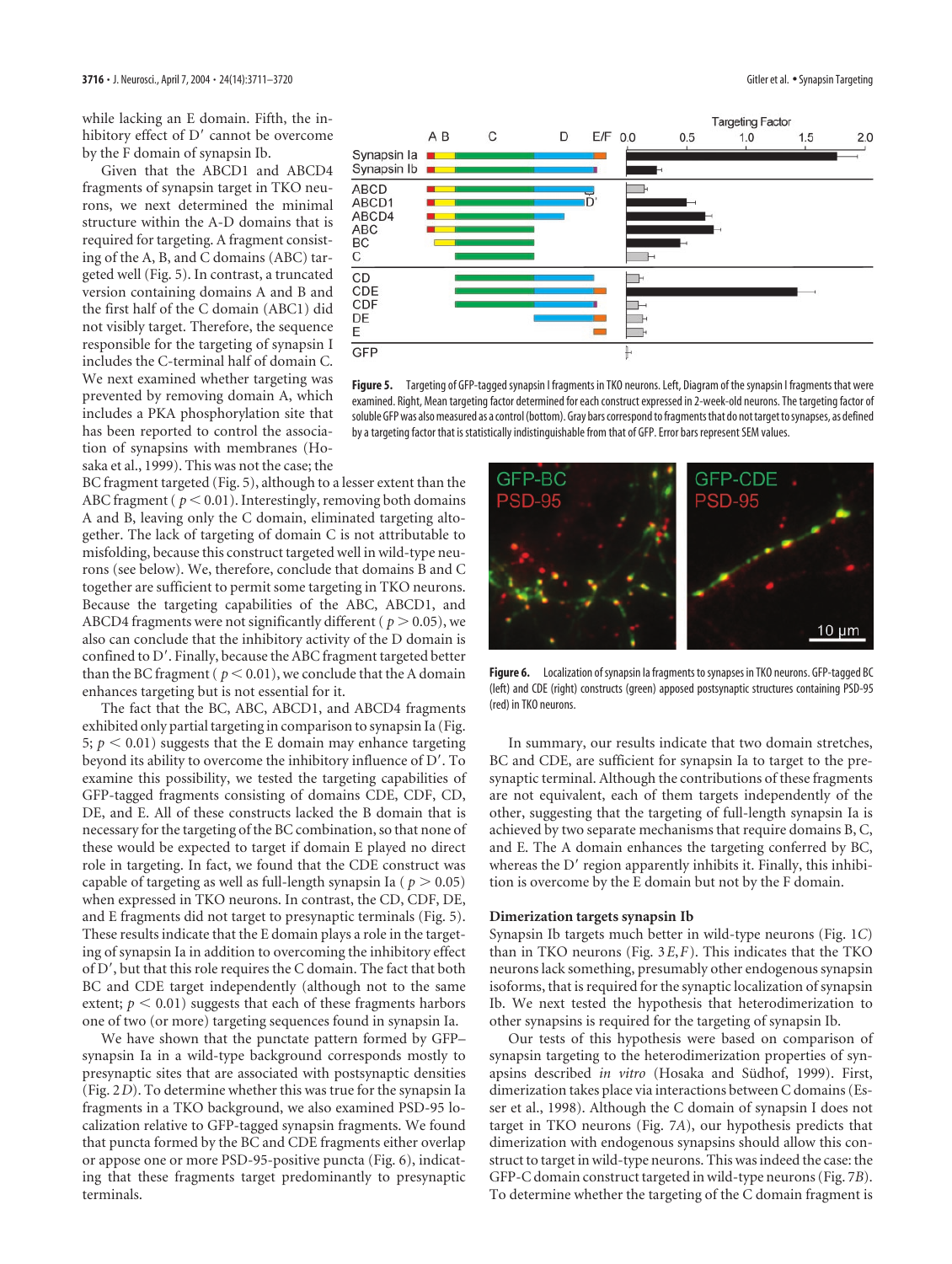while lacking an E domain. Fifth, the inhibitory effect of D′ cannot be overcome by the F domain of synapsin Ib.

Given that the ABCD1 and ABCD4 fragments of synapsin target in TKO neurons, we next determined the minimal structure within the A-D domains that is required for targeting. A fragment consisting of the A, B, and C domains (ABC) targeted well (Fig. 5). In contrast, a truncated version containing domains A and B and the first half of the C domain (ABC1) did not visibly target. Therefore, the sequence responsible for the targeting of synapsin I includes the C-terminal half of domain C. We next examined whether targeting was prevented by removing domain A, which includes a PKA phosphorylation site that has been reported to control the association of synapsins with membranes (Hosaka et al., 1999). This was not the case; the BC fragment targeted (Fig. 5), although to a lesser extent than the ABC fragment ( $p < 0.01$). Interestingly, removing both domains A and B, leaving only the C domain, eliminated targeting altogether. The lack of targeting of domain C is not attributable to misfolding, because this construct targeted well in wild-type neurons (see below). We, therefore, conclude that domains B and C together are sufficient to permit some targeting in TKO neurons. Because the targeting capabilities of the ABC, ABCD1, and ABCD4 fragments were not significantly different ( $p > 0.05$), we also can conclude that the inhibitory activity of the D domain is confined to D′. Finally, because the ABC fragment targeted better than the BC fragment ( $p < 0.01$), we conclude that the A domain enhances targeting but is not essential for it.

The fact that the BC, ABC, ABCD1, and ABCD4 fragments exhibited only partial targeting in comparison to synapsin Ia (Fig. 5; $p < 0.01$) suggests that the E domain may enhance targeting beyond its ability to overcome the inhibitory influence of D′. To examine this possibility, we tested the targeting capabilities of GFP-tagged fragments consisting of domains CDE, CDF, CD, DE, and E. All of these constructs lacked the B domain that is necessary for the targeting of the BC combination, so that none of these would be expected to target if domain E played no direct role in targeting. In fact, we found that the CDE construct was capable of targeting as well as full-length synapsin Ia ( $p > 0.05$) when expressed in TKO neurons. In contrast, the CD, CDF, DE, and E fragments did not target to presynaptic terminals (Fig. 5). These results indicate that the E domain plays a role in the targeting of synapsin Ia in addition to overcoming the inhibitory effect of D′, but that this role requires the C domain. The fact that both BC and CDE target independently (although not to the same extent; $p < 0.01$) suggests that each of these fragments harbors one of two (or more) targeting sequences found in synapsin Ia.

We have shown that the punctate pattern formed by GFP–synapsin Ia in a wild-type background corresponds mostly to presynaptic sites that are associated with postsynaptic densities (Fig. 2*D*). To determine whether this was true for the synapsin Ia fragments in a TKO background, we also examined PSD-95 localization relative to GFP-tagged synapsin fragments. We found that puncta formed by the BC and CDE fragments either overlap or appose one or more PSD-95-positive puncta (Fig. 6), indicating that these fragments target predominantly to presynaptic terminals.

**Figure 5.** Targeting of GFP-tagged synapsin I fragments in TKO neurons. Left, Diagram of the synapsin I fragments that were examined. Right, Mean targeting factor determined for each construct expressed in 2-week-old neurons. The targeting factor of soluble GFP was also measured as a control (bottom). Gray bars correspond to fragments that do not target to synapses, as defined by a targeting factor that is statistically indistinguishable from that of GFP. Error bars represent SEM values.

**Figure 6.** Localization of synapsin Ia fragments to synapses in TKO neurons. GFP-tagged BC (left) and CDE (right) constructs (green) apposed postsynaptic structures containing PSD-95 (red) in TKO neurons.

In summary, our results indicate that two domain stretches, BC and CDE, are sufficient for synapsin Ia to target to the presynaptic terminal. Although the contributions of these fragments are not equivalent, each of them targets independently of the other, suggesting that the targeting of full-length synapsin Ia is achieved by two separate mechanisms that require domains B, C, and E. The A domain enhances the targeting conferred by BC, whereas the D′ region apparently inhibits it. Finally, this inhibition is overcome by the E domain but not by the F domain.

### Dimerization targets synapsin Ib

Synapsin Ib targets much better in wild-type neurons (Fig. 1*C*) than in TKO neurons (Fig. 3*E,F*). This indicates that the TKO neurons lack something, presumably other endogenous synapsin isoforms, that is required for the synaptic localization of synapsin Ib. We next tested the hypothesis that heterodimerization to other synapsins is required for the targeting of synapsin Ib.

Our tests of this hypothesis were based on comparison of synapsin targeting to the heterodimerization properties of synapsins described *in vitro* (Hosaka and Südhof, 1999). First, dimerization takes place via interactions between C domains (Esser et al., 1998). Although the C domain of synapsin I does not target in TKO neurons (Fig. 7*A*), our hypothesis predicts that dimerization with endogenous synapsins should allow this construct to target in wild-type neurons. This was indeed the case: the GFP-C domain construct targeted in wild-type neurons (Fig. 7*B*). To determine whether the targeting of the C domain fragment is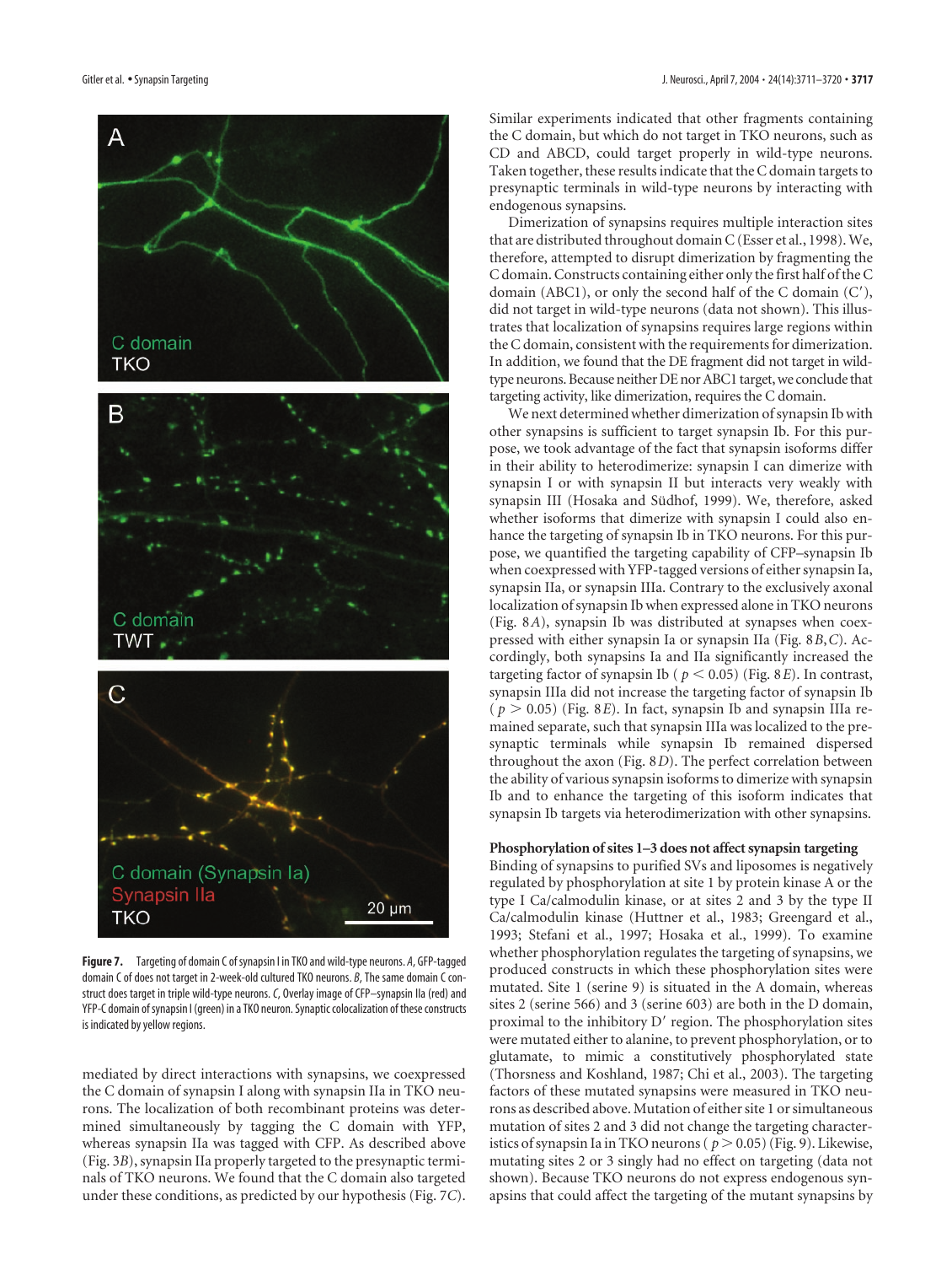**Figure 7.** Targeting of domain C of synapsin I in TKO and wild-type neurons. *A*, GFP-tagged domain C of does not target in 2-week-old cultured TKO neurons. *B*, The same domain C construct does target in triple wild-type neurons. *C*, Overlay image of CFP–synapsin IIa (red) and YFP-C domain of synapsin I (green) in a TKO neuron. Synaptic colocalization of these constructs is indicated by yellow regions.

mediated by direct interactions with synapsins, we coexpressed the C domain of synapsin I along with synapsin IIa in TKO neurons. The localization of both recombinant proteins was determined simultaneously by tagging the C domain with YFP, whereas synapsin IIa was tagged with CFP. As described above (Fig. 3*B*), synapsin IIa properly targeted to the presynaptic terminals of TKO neurons. We found that the C domain also targeted under these conditions, as predicted by our hypothesis (Fig. 7*C*). Similar experiments indicated that other fragments containing the C domain, but which do not target in TKO neurons, such as CD and ABCD, could target properly in wild-type neurons. Taken together, these results indicate that the C domain targets to presynaptic terminals in wild-type neurons by interacting with endogenous synapsins.

Dimerization of synapsins requires multiple interaction sites that are distributed throughout domain C (Esser et al., 1998). We, therefore, attempted to disrupt dimerization by fragmenting the C domain. Constructs containing either only the first half of the C domain (ABC1), or only the second half of the C domain (C′), did not target in wild-type neurons (data not shown). This illustrates that localization of synapsins requires large regions within the C domain, consistent with the requirements for dimerization. In addition, we found that the DE fragment did not target in wild-type neurons. Because neither DE nor ABC1 target, we conclude that targeting activity, like dimerization, requires the C domain.

We next determined whether dimerization of synapsin Ib with other synapsins is sufficient to target synapsin Ib. For this purpose, we took advantage of the fact that synapsin isoforms differ in their ability to heterodimerize: synapsin I can dimerize with synapsin I or with synapsin II but interacts very weakly with synapsin III (Hosaka and Südhof, 1999). We, therefore, asked whether isoforms that dimerize with synapsin I could also enhance the targeting of synapsin Ib in TKO neurons. For this purpose, we quantified the targeting capability of CFP–synapsin Ib when coexpressed with YFP-tagged versions of either synapsin Ia, synapsin IIa, or synapsin IIIa. Contrary to the exclusively axonal localization of synapsin Ib when expressed alone in TKO neurons (Fig. 8*A*), synapsin Ib was distributed at synapses when coexpressed with either synapsin Ia or synapsin IIa (Fig. 8*B*,*C*). Accordingly, both synapsins Ia and IIa significantly increased the targeting factor of synapsin Ib ($p < 0.05$) (Fig. 8*E*). In contrast, synapsin IIIa did not increase the targeting factor of synapsin Ib ($p > 0.05$) (Fig. 8*E*). In fact, synapsin Ib and synapsin IIIa remained separate, such that synapsin IIIa was localized to the presynaptic terminals while synapsin Ib remained dispersed throughout the axon (Fig. 8*D*). The perfect correlation between the ability of various synapsin isoforms to dimerize with synapsin Ib and to enhance the targeting of this isoform indicates that synapsin Ib targets via heterodimerization with other synapsins.

### Phosphorylation of sites 1–3 does not affect synapsin targeting

Binding of synapsins to purified SVs and liposomes is negatively regulated by phosphorylation at site 1 by protein kinase A or the type I Ca/calmodulin kinase, or at sites 2 and 3 by the type II Ca/calmodulin kinase (Huttner et al., 1983; Greengard et al., 1993; Stefani et al., 1997; Hosaka et al., 1999). To examine whether phosphorylation regulates the targeting of synapsins, we produced constructs in which these phosphorylation sites were mutated. Site 1 (serine 9) is situated in the A domain, whereas sites 2 (serine 566) and 3 (serine 603) are both in the D domain, proximal to the inhibitory D′ region. The phosphorylation sites were mutated either to alanine, to prevent phosphorylation, or to glutamate, to mimic a constitutively phosphorylated state (Thorsness and Koshland, 1987; Chi et al., 2003). The targeting factors of these mutated synapsins were measured in TKO neurons as described above. Mutation of either site 1 or simultaneous mutation of sites 2 and 3 did not change the targeting characteristics of synapsin Ia in TKO neurons ($p > 0.05$) (Fig. 9). Likewise, mutating sites 2 or 3 singly had no effect on targeting (data not shown). Because TKO neurons do not express endogenous synapsins that could affect the targeting of the mutant synapsins by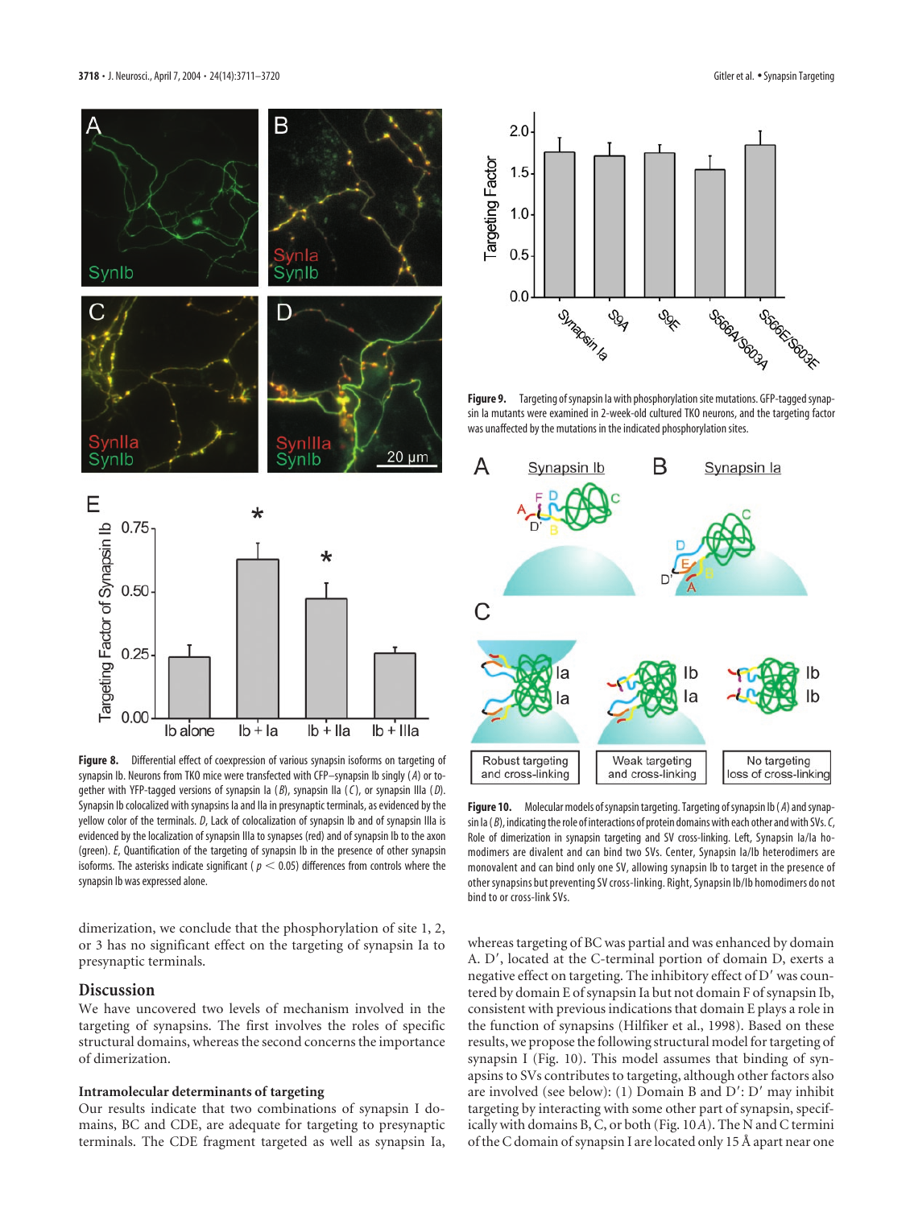**Figure 8.** Differential effect of coexpression of various synapsin isoforms on targeting of synapsin Ib. Neurons from TKO mice were transfected with CFP–synapsin Ib singly (*A*) or together with YFP-tagged versions of synapsin Ia (*B*), synapsin IIa (*C*), or synapsin IIIa (*D*). Synapsin Ib colocalized with synapsins Ia and IIa in presynaptic terminals, as evidenced by the yellow color of the terminals. *D*, Lack of colocalization of synapsin Ib and of synapsin IIIa is evidenced by the localization of synapsin IIIa to synapses (red) and of synapsin Ib to the axon (green). *E*, Quantification of the targeting of synapsin Ib in the presence of other synapsin isoforms. The asterisks indicate significant ($p < 0.05$) differences from controls where the synapsin Ib was expressed alone.

**Figure 9.** Targeting of synapsin Ia with phosphorylation site mutations. GFP-tagged synapsin Ia mutants were examined in 2-week-old cultured TKO neurons, and the targeting factor was unaffected by the mutations in the indicated phosphorylation sites.

**Figure 10.** Molecular models of synapsin targeting. Targeting of synapsin Ib (*A*) and synapsin Ia (*B*), indicating the role of interactions of protein domains with each other and with SVs. *C*, Role of dimerization in synapsin targeting and SV cross-linking. Left, Synapsin Ia/Ia homodimers are divalent and can bind two SVs. Center, Synapsin Ia/Ib heterodimers are monovalent and can bind only one SV, allowing synapsin Ib to target in the presence of other synapsins but preventing SV cross-linking. Right, Synapsin Ib/Ib homodimers do not bind to or cross-link SVs.

dimerization, we conclude that the phosphorylation of site 1, 2, or 3 has no significant effect on the targeting of synapsin Ia to presynaptic terminals.

## Discussion

We have uncovered two levels of mechanism involved in the targeting of synapsins. The first involves the roles of specific structural domains, whereas the second concerns the importance of dimerization.

### Intramolecular determinants of targeting

Our results indicate that two combinations of synapsin I domains, BC and CDE, are adequate for targeting to presynaptic terminals. The CDE fragment targeted as well as synapsin Ia, whereas targeting of BC was partial and was enhanced by domain A. D′, located at the C-terminal portion of domain D, exerts a negative effect on targeting. The inhibitory effect of D′ was countered by domain E of synapsin Ia but not domain F of synapsin Ib, consistent with previous indications that domain E plays a role in the function of synapsins (Hilfiker et al., 1998). Based on these results, we propose the following structural model for targeting of synapsin I (Fig. 10). This model assumes that binding of synapsins to SVs contributes to targeting, although other factors also are involved (see below): (1) Domain B and D′: D′ may inhibit targeting by interacting with some other part of synapsin, specifically with domains B, C, or both (Fig. 10*A*). The N and C termini of the C domain of synapsin I are located only 15 Å apart near one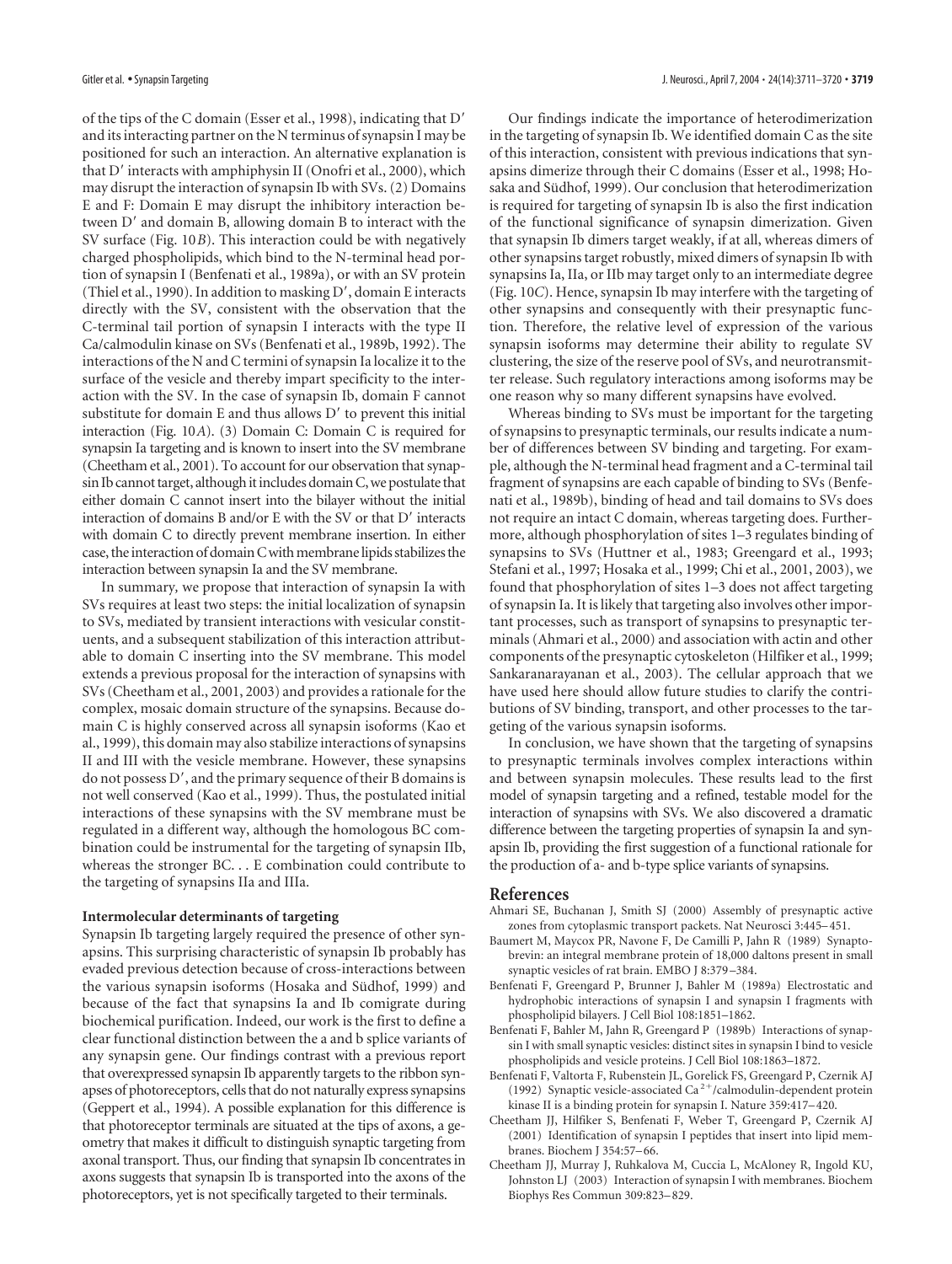of the tips of the C domain (Esser et al., 1998), indicating that D′ and its interacting partner on the N terminus of synapsin I may be positioned for such an interaction. An alternative explanation is that D′ interacts with amphiphysin II (Onofri et al., 2000), which may disrupt the interaction of synapsin Ib with SVs. (2) Domains E and F: Domain E may disrupt the inhibitory interaction between D′ and domain B, allowing domain B to interact with the SV surface (Fig. 10*B*). This interaction could be with negatively charged phospholipids, which bind to the N-terminal head portion of synapsin I (Benfenati et al., 1989a), or with an SV protein (Thiel et al., 1990). In addition to masking D′, domain E interacts directly with the SV, consistent with the observation that the C-terminal tail portion of synapsin I interacts with the type II Ca/calmodulin kinase on SVs (Benfenati et al., 1989b, 1992). The interactions of the N and C termini of synapsin Ia localize it to the surface of the vesicle and thereby impart specificity to the interaction with the SV. In the case of synapsin Ib, domain F cannot substitute for domain E and thus allows D′ to prevent this initial interaction (Fig. 10*A*). (3) Domain C: Domain C is required for synapsin Ia targeting and is known to insert into the SV membrane (Cheetham et al., 2001). To account for our observation that synapsin Ib cannot target, although it includes domain C, we postulate that either domain C cannot insert into the bilayer without the initial interaction of domains B and/or E with the SV or that D′ interacts with domain C to directly prevent membrane insertion. In either case, the interaction of domain C with membrane lipids stabilizes the interaction between synapsin Ia and the SV membrane.

In summary, we propose that interaction of synapsin Ia with SVs requires at least two steps: the initial localization of synapsin to SVs, mediated by transient interactions with vesicular constituents, and a subsequent stabilization of this interaction attributable to domain C inserting into the SV membrane. This model extends a previous proposal for the interaction of synapsins with SVs (Cheetham et al., 2001, 2003) and provides a rationale for the complex, mosaic domain structure of the synapsins. Because domain C is highly conserved across all synapsin isoforms (Kao et al., 1999), this domain may also stabilize interactions of synapsins II and III with the vesicle membrane. However, these synapsins do not possess D′, and the primary sequence of their B domains is not well conserved (Kao et al., 1999). Thus, the postulated initial interactions of these synapsins with the SV membrane must be regulated in a different way, although the homologous BC combination could be instrumental for the targeting of synapsin IIb, whereas the stronger BC. . . E combination could contribute to the targeting of synapsins IIa and IIIa.

### Intermolecular determinants of targeting

Synapsin Ib targeting largely required the presence of other synapsins. This surprising characteristic of synapsin Ib probably has evaded previous detection because of cross-interactions between the various synapsin isoforms (Hosaka and Südhof, 1999) and because of the fact that synapsins Ia and Ib comigrate during biochemical purification. Indeed, our work is the first to define a clear functional distinction between the a and b splice variants of any synapsin gene. Our findings contrast with a previous report that overexpressed synapsin Ib apparently targets to the ribbon synapses of photoreceptors, cells that do not naturally express synapsins (Geppert et al., 1994). A possible explanation for this difference is that photoreceptor terminals are situated at the tips of axons, a geometry that makes it difficult to distinguish synaptic targeting from axonal transport. Thus, our finding that synapsin Ib concentrates in axons suggests that synapsin Ib is transported into the axons of the photoreceptors, yet is not specifically targeted to their terminals.

Our findings indicate the importance of heterodimerization in the targeting of synapsin Ib. We identified domain C as the site of this interaction, consistent with previous indications that synapsins dimerize through their C domains (Esser et al., 1998; Hosaka and Südhof, 1999). Our conclusion that heterodimerization is required for targeting of synapsin Ib is also the first indication of the functional significance of synapsin dimerization. Given that synapsin Ib dimers target weakly, if at all, whereas dimers of other synapsins target robustly, mixed dimers of synapsin Ib with synapsins Ia, IIa, or IIb may target only to an intermediate degree (Fig. 10*C*). Hence, synapsin Ib may interfere with the targeting of other synapsins and consequently with their presynaptic function. Therefore, the relative level of expression of the various synapsin isoforms may determine their ability to regulate SV clustering, the size of the reserve pool of SVs, and neurotransmitter release. Such regulatory interactions among isoforms may be one reason why so many different synapsins have evolved.

Whereas binding to SVs must be important for the targeting of synapsins to presynaptic terminals, our results indicate a number of differences between SV binding and targeting. For example, although the N-terminal head fragment and a C-terminal tail fragment of synapsins are each capable of binding to SVs (Benfenati et al., 1989b), binding of head and tail domains to SVs does not require an intact C domain, whereas targeting does. Furthermore, although phosphorylation of sites 1–3 regulates binding of synapsins to SVs (Huttner et al., 1983; Greengard et al., 1993; Stefani et al., 1997; Hosaka et al., 1999; Chi et al., 2001, 2003), we found that phosphorylation of sites 1–3 does not affect targeting of synapsin Ia. It is likely that targeting also involves other important processes, such as transport of synapsins to presynaptic terminals (Ahmari et al., 2000) and association with actin and other components of the presynaptic cytoskeleton (Hilfiker et al., 1999; Sankaranarayanan et al., 2003). The cellular approach that we have used here should allow future studies to clarify the contributions of SV binding, transport, and other processes to the targeting of the various synapsin isoforms.

In conclusion, we have shown that the targeting of synapsins to presynaptic terminals involves complex interactions within and between synapsin molecules. These results lead to the first model of synapsin targeting and a refined, testable model for the interaction of synapsins with SVs. We also discovered a dramatic difference between the targeting properties of synapsin Ia and synapsin Ib, providing the first suggestion of a functional rationale for the production of a- and b-type splice variants of synapsins.

## References

Ahmari SE, Buchanan J, Smith SJ (2000) Assembly of presynaptic active zones from cytoplasmic transport packets. Nat Neurosci 3:445–451.

Baumert M, Maycox PR, Navone F, De Camilli P, Jahn R (1989) Synaptobrevin: an integral membrane protein of 18,000 daltons present in small synaptic vesicles of rat brain. EMBO J 8:379–384.

Benfenati F, Greengard P, Brunner J, Bahler M (1989a) Electrostatic and hydrophobic interactions of synapsin I and synapsin I fragments with phospholipid bilayers. J Cell Biol 108:1851–1862.

Benfenati F, Bahler M, Jahn R, Greengard P (1989b) Interactions of synapsin I with small synaptic vesicles: distinct sites in synapsin I bind to vesicle phospholipids and vesicle proteins. J Cell Biol 108:1863–1872.

Benfenati F, Valtorta F, Rubenstein JL, Gorelick FS, Greengard P, Czernik AJ (1992) Synaptic vesicle-associated $Ca^{2+}$/calmodulin-dependent protein kinase II is a binding protein for synapsin I. Nature 359:417–420.

Cheetham JJ, Hilfiker S, Benfenati F, Weber T, Greengard P, Czernik AJ (2001) Identification of synapsin I peptides that insert into lipid membranes. Biochem J 354:57–66.

Cheetham JJ, Murray J, Ruhkalova M, Cuccia L, McAloney R, Ingold KU, Johnston LJ (2003) Interaction of synapsin I with membranes. Biochem Biophys Res Commun 309:823–829.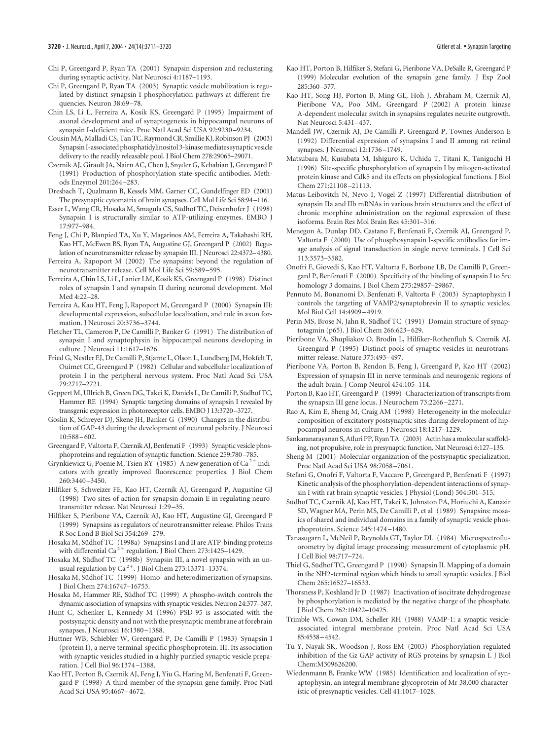Chi P, Greengard P, Ryan TA (2001) Synapsin dispersion and reclustering during synaptic activity. Nat Neurosci 4:1187–1193.

Chi P, Greengard P, Ryan TA (2003) Synaptic vesicle mobilization is regulated by distinct synapsin I phosphorylation pathways at different frequencies. Neuron 38:69–78.

Chin LS, Li L, Ferreira A, Kosik KS, Greengard P (1995) Impairment of axonal development and of synaptogenesis in hippocampal neurons of synapsin I-deficient mice. Proc Natl Acad Sci USA 92:9230–9234.

Cousin MA, Malladi CS, Tan TC, Raymond CR, Smillie KJ, Robinson PJ (2003) Synapsin I-associated phosphatidylinositol 3-kinase mediates synaptic vesicle delivery to the readily releasable pool. J Biol Chem 278:29065–29071.

Czernik AJ, Girault JA, Nairn AC, Chen J, Snyder G, Kebabian J, Greengard P (1991) Production of phosphorylation state-specific antibodies. Methods Enzymol 201:264–283.

Dresbach T, Qualmann B, Kessels MM, Garner CC, Gundelfinger ED (2001) The presynaptic cytomatrix of brain synapses. Cell Mol Life Sci 58:94–116.

Esser L, Wang CR, Hosaka M, Smagula CS, Südhof TC, Deisenhofer J (1998) Synapsin I is structurally similar to ATP-utilizing enzymes. EMBO J 17:977–984.

Feng J, Chi P, Blanpied TA, Xu Y, Magarinos AM, Ferreira A, Takahashi RH, Kao HT, McEwen BS, Ryan TA, Augustine GJ, Greengard P (2002) Regulation of neurotransmitter release by synapsin III. J Neurosci 22:4372–4380.

Ferreira A, Rapoport M (2002) The synapsins: beyond the regulation of neurotransmitter release. Cell Mol Life Sci 59:589–595.

Ferreira A, Chin LS, Li L, Lanier LM, Kosik KS, Greengard P (1998) Distinct roles of synapsin I and synapsin II during neuronal development. Mol Med 4:22–28.

Ferreira A, Kao HT, Feng J, Rapoport M, Greengard P (2000) Synapsin III: developmental expression, subcellular localization, and role in axon formation. J Neurosci 20:3736–3744.

Fletcher TL, Cameron P, De Camilli P, Banker G (1991) The distribution of synapsin I and synaptophysin in hippocampal neurons developing in culture. J Neurosci 11:1617–1626.

Fried G, Nestler EJ, De Camilli P, Stjarne L, Olson L, Lundberg JM, Hokfelt T, Ouimet CC, Greengard P (1982) Cellular and subcellular localization of protein I in the peripheral nervous system. Proc Natl Acad Sci USA 79:2717–2721.

Geppert M, Ullrich B, Green DG, Takei K, Daniels L, De Camilli P, Südhof TC, Hammer RE (1994) Synaptic targeting domains of synapsin I revealed by transgenic expression in photoreceptor cells. EMBO J 13:3720–3727.

Goslin K, Schreyer DJ, Skene JH, Banker G (1990) Changes in the distribution of GAP-43 during the development of neuronal polarity. J Neurosci 10:588–602.

Greengard P, Valtorta F, Czernik AJ, Benfenati F (1993) Synaptic vesicle phosphoproteins and regulation of synaptic function. Science 259:780–785.

Grynkiewicz G, Poenie M, Tsien RY (1985) A new generation of $Ca^{2+}$ indicators with greatly improved fluorescence properties. J Biol Chem 260:3440–3450.

Hilfiker S, Schweizer FE, Kao HT, Czernik AJ, Greengard P, Augustine GJ (1998) Two sites of action for synapsin domain E in regulating neurotransmitter release. Nat Neurosci 1:29–35.

Hilfiker S, Pieribone VA, Czernik AJ, Kao HT, Augustine GJ, Greengard P (1999) Synapsins as regulators of neurotransmitter release. Philos Trans R Soc Lond B Biol Sci 354:269–279.

Hosaka M, Südhof TC (1998a) Synapsins I and II are ATP-binding proteins with differential $Ca^{2+}$ regulation. J Biol Chem 273:1425–1429.

Hosaka M, Südhof TC (1998b) Synapsin III, a novel synapsin with an unusual regulation by $Ca^{2+}$. J Biol Chem 273:13371–13374.

Hosaka M, Südhof TC (1999) Homo- and heterodimerization of synapsins. J Biol Chem 274:16747–16753.

Hosaka M, Hammer RE, Südhof TC (1999) A phospho-switch controls the dynamic association of synapsins with synaptic vesicles. Neuron 24:377–387.

Hunt C, Schenker L, Kennedy M (1996) PSD-95 is associated with the postsynaptic density and not with the presynaptic membrane at forebrain synapses. J Neurosci 16:1380–1388.

Huttner WB, Schiebler W, Greengard P, De Camilli P (1983) Synapsin I (protein I), a nerve terminal-specific phosphoprotein. III. Its association with synaptic vesicles studied in a highly purified synaptic vesicle preparation. J Cell Biol 96:1374–1388.

Kao HT, Porton B, Czernik AJ, Feng J, Yiu G, Haring M, Benfenati F, Greengard P (1998) A third member of the synapsin gene family. Proc Natl Acad Sci USA 95:4667–4672.

Kao HT, Porton B, Hilfiker S, Stefani G, Pieribone VA, DeSalle R, Greengard P (1999) Molecular evolution of the synapsin gene family. J Exp Zool 285:360–377.

Kao HT, Song HJ, Porton B, Ming GL, Hoh J, Abraham M, Czernik AJ, Pieribone VA, Poo MM, Greengard P (2002) A protein kinase A-dependent molecular switch in synapsins regulates neurite outgrowth. Nat Neurosci 5:431–437.

Mandell JW, Czernik AJ, De Camilli P, Greengard P, Townes-Anderson E (1992) Differential expression of synapsins I and II among rat retinal synapses. J Neurosci 12:1736–1749.

Matsubara M, Kusubata M, Ishiguro K, Uchida T, Titani K, Taniguchi H (1996) Site-specific phosphorylation of synapsin I by mitogen-activated protein kinase and Cdk5 and its effects on physiological functions. J Biol Chem 271:21108–21113.

Matus-Leibovitch N, Nevo I, Vogel Z (1997) Differential distribution of synapsin IIa and IIb mRNAs in various brain structures and the effect of chronic morphine administration on the regional expression of these isoforms. Brain Res Mol Brain Res 45:301–316.

Menegon A, Dunlap DD, Castano F, Benfenati F, Czernik AJ, Greengard P, Valtorta F (2000) Use of phosphosynapsin I-specific antibodies for image analysis of signal transduction in single nerve terminals. J Cell Sci 113:3573–3582.

Onofri F, Giovedi S, Kao HT, Valtorta F, Borbone LB, De Camilli P, Greengard P, Benfenati F (2000) Specificity of the binding of synapsin I to Src homology 3 domains. J Biol Chem 275:29857–29867.

Pennuto M, Bonanomi D, Benfenati F, Valtorta F (2003) Synaptophysin I controls the targeting of VAMP2/synaptobrevin II to synaptic vesicles. Mol Biol Cell 14:4909–4919.

Perin MS, Brose N, Jahn R, Südhof TC (1991) Domain structure of synaptotagmin (p65). J Biol Chem 266:623–629.

Pieribone VA, Shupliakov O, Brodin L, Hilfiker-Rothenfluh S, Czernik AJ, Greengard P (1995) Distinct pools of synaptic vesicles in neurotransmitter release. Nature 375:493–497.

Pieribone VA, Porton B, Rendon B, Feng J, Greengard P, Kao HT (2002) Expression of synapsin III in nerve terminals and neurogenic regions of the adult brain. J Comp Neurol 454:105–114.

Porton B, Kao HT, Greengard P (1999) Characterization of transcripts from the synapsin III gene locus. J Neurochem 73:2266–2271.

Rao A, Kim E, Sheng M, Craig AM (1998) Heterogeneity in the molecular composition of excitatory postsynaptic sites during development of hippocampal neurons in culture. J Neurosci 18:1217–1229.

Sankaranarayanan S, Atluri PP, Ryan TA (2003) Actin has a molecular scaffolding, not propulsive, role in presynaptic function. Nat Neurosci 6:127–135.

Sheng M (2001) Molecular organization of the postsynaptic specialization. Proc Natl Acad Sci USA 98:7058–7061.

Stefani G, Onofri F, Valtorta F, Vaccaro P, Greengard P, Benfenati F (1997) Kinetic analysis of the phosphorylation-dependent interactions of synapsin I with rat brain synaptic vesicles. J Physiol (Lond) 504:501–515.

Südhof TC, Czernik AJ, Kao HT, Takei K, Johnston PA, Horiuchi A, Kanazir SD, Wagner MA, Perin MS, De Camilli P, et al (1989) Synapsins: mosaics of shared and individual domains in a family of synaptic vesicle phosphoproteins. Science 245:1474–1480.

Tanasugarn L, McNeil P, Reynolds GT, Taylor DL (1984) Microspectrofluorometry by digital image processing: measurement of cytoplasmic pH. J Cell Biol 98:717–724.

Thiel G, Südhof TC, Greengard P (1990) Synapsin II. Mapping of a domain in the NH2-terminal region which binds to small synaptic vesicles. J Biol Chem 265:16527–16533.

Thorsness P, Koshland Jr D (1987) Inactivation of isocitrate dehydrogenase by phosphorylation is mediated by the negative charge of the phosphate. J Biol Chem 262:10422–10425.

Trimble WS, Cowan DM, Scheller RH (1988) VAMP-1: a synaptic vesicle-associated integral membrane protein. Proc Natl Acad Sci USA 85:4538–4542.

Tu Y, Nayak SK, Woodson J, Ross EM (2003) Phosphorylation-regulated inhibition of the Gz GAP activity of RGS proteins by synapsin I. J Biol Chem:M309626200.

Wiedenmann B, Franke WW (1985) Identification and localization of synaptophysin, an integral membrane glycoprotein of Mr 38,000 characteristic of presynaptic vesicles. Cell 41:1017–1028.